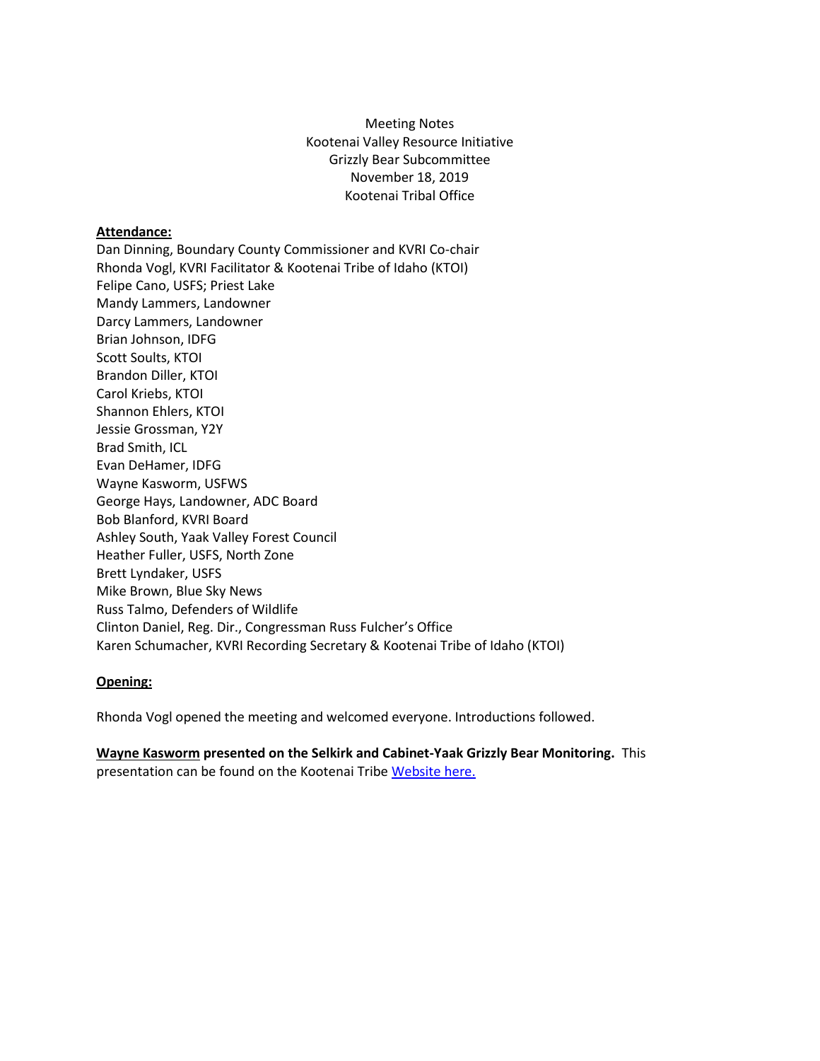Meeting Notes
Kootenai Valley Resource Initiative
Grizzly Bear Subcommittee
November 18, 2019
Kootenai Tribal Office

**Attendance:**

Dan Dinning, Boundary County Commissioner and KVRI Co-chair
Rhonda Vogl, KVRI Facilitator & Kootenai Tribe of Idaho (KTOI)
Felipe Cano, USFS; Priest Lake
Mandy Lammers, Landowner
Darcy Lammers, Landowner
Brian Johnson, IDFG
Scott Soults, KTOI
Brandon Diller, KTOI
Carol Kriebs, KTOI
Shannon Ehlers, KTOI
Jessie Grossman, Y2Y
Brad Smith, ICL
Evan DeHamer, IDFG
Wayne Kasworm, USFWS
George Hays, Landowner, ADC Board
Bob Blanford, KVRI Board
Ashley South, Yaak Valley Forest Council
Heather Fuller, USFS, North Zone
Brett Lyndaker, USFS
Mike Brown, Blue Sky News
Russ Talmo, Defenders of Wildlife
Clinton Daniel, Reg. Dir., Congressman Russ Fulcher's Office
Karen Schumacher, KVRI Recording Secretary & Kootenai Tribe of Idaho (KTOI)

**Opening:**

Rhonda Vogl opened the meeting and welcomed everyone. Introductions followed.

**Wayne Kasworm presented on the Selkirk and Cabinet-Yaak Grizzly Bear Monitoring.** This presentation can be found on the Kootenai Tribe Website here.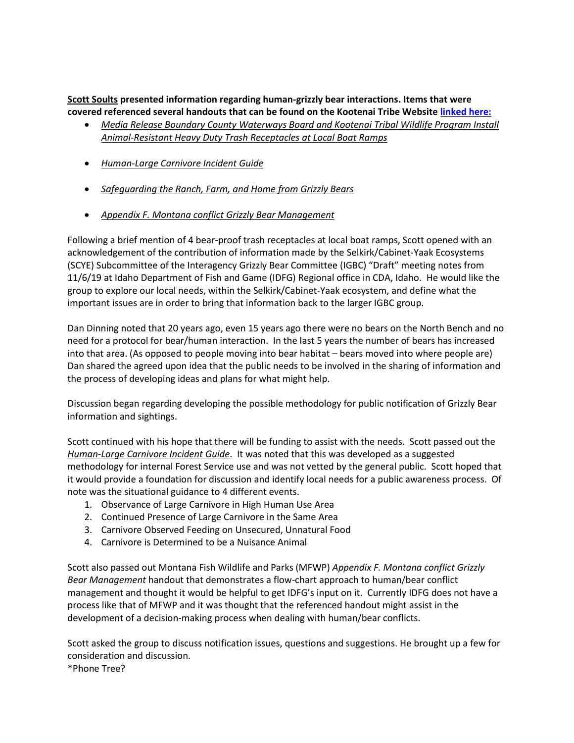**Scott Soults presented information regarding human-grizzly bear interactions. Items that were covered referenced several handouts that can be found on the Kootenai Tribe Website linked here:**

- *Media Release Boundary County Waterways Board and Kootenai Tribal Wildlife Program Install Animal-Resistant Heavy Duty Trash Receptacles at Local Boat Ramps*
- *Human-Large Carnivore Incident Guide*
- *Safeguarding the Ranch, Farm, and Home from Grizzly Bears*
- *Appendix F. Montana conflict Grizzly Bear Management*

Following a brief mention of 4 bear-proof trash receptacles at local boat ramps, Scott opened with an acknowledgement of the contribution of information made by the Selkirk/Cabinet-Yaak Ecosystems (SCYE) Subcommittee of the Interagency Grizzly Bear Committee (IGBC) "Draft" meeting notes from 11/6/19 at Idaho Department of Fish and Game (IDFG) Regional office in CDA, Idaho. He would like the group to explore our local needs, within the Selkirk/Cabinet-Yaak ecosystem, and define what the important issues are in order to bring that information back to the larger IGBC group.

Dan Dinning noted that 20 years ago, even 15 years ago there were no bears on the North Bench and no need for a protocol for bear/human interaction. In the last 5 years the number of bears has increased into that area. (As opposed to people moving into bear habitat – bears moved into where people are) Dan shared the agreed upon idea that the public needs to be involved in the sharing of information and the process of developing ideas and plans for what might help.

Discussion began regarding developing the possible methodology for public notification of Grizzly Bear information and sightings.

Scott continued with his hope that there will be funding to assist with the needs. Scott passed out the *Human-Large Carnivore Incident Guide*. It was noted that this was developed as a suggested methodology for internal Forest Service use and was not vetted by the general public. Scott hoped that it would provide a foundation for discussion and identify local needs for a public awareness process. Of note was the situational guidance to 4 different events.

1. Observance of Large Carnivore in High Human Use Area
2. Continued Presence of Large Carnivore in the Same Area
3. Carnivore Observed Feeding on Unsecured, Unnatural Food
4. Carnivore is Determined to be a Nuisance Animal

Scott also passed out Montana Fish Wildlife and Parks (MFWP) *Appendix F. Montana conflict Grizzly Bear Management* handout that demonstrates a flow-chart approach to human/bear conflict management and thought it would be helpful to get IDFG's input on it. Currently IDFG does not have a process like that of MFWP and it was thought that the referenced handout might assist in the development of a decision-making process when dealing with human/bear conflicts.

Scott asked the group to discuss notification issues, questions and suggestions. He brought up a few for consideration and discussion.
*Phone Tree?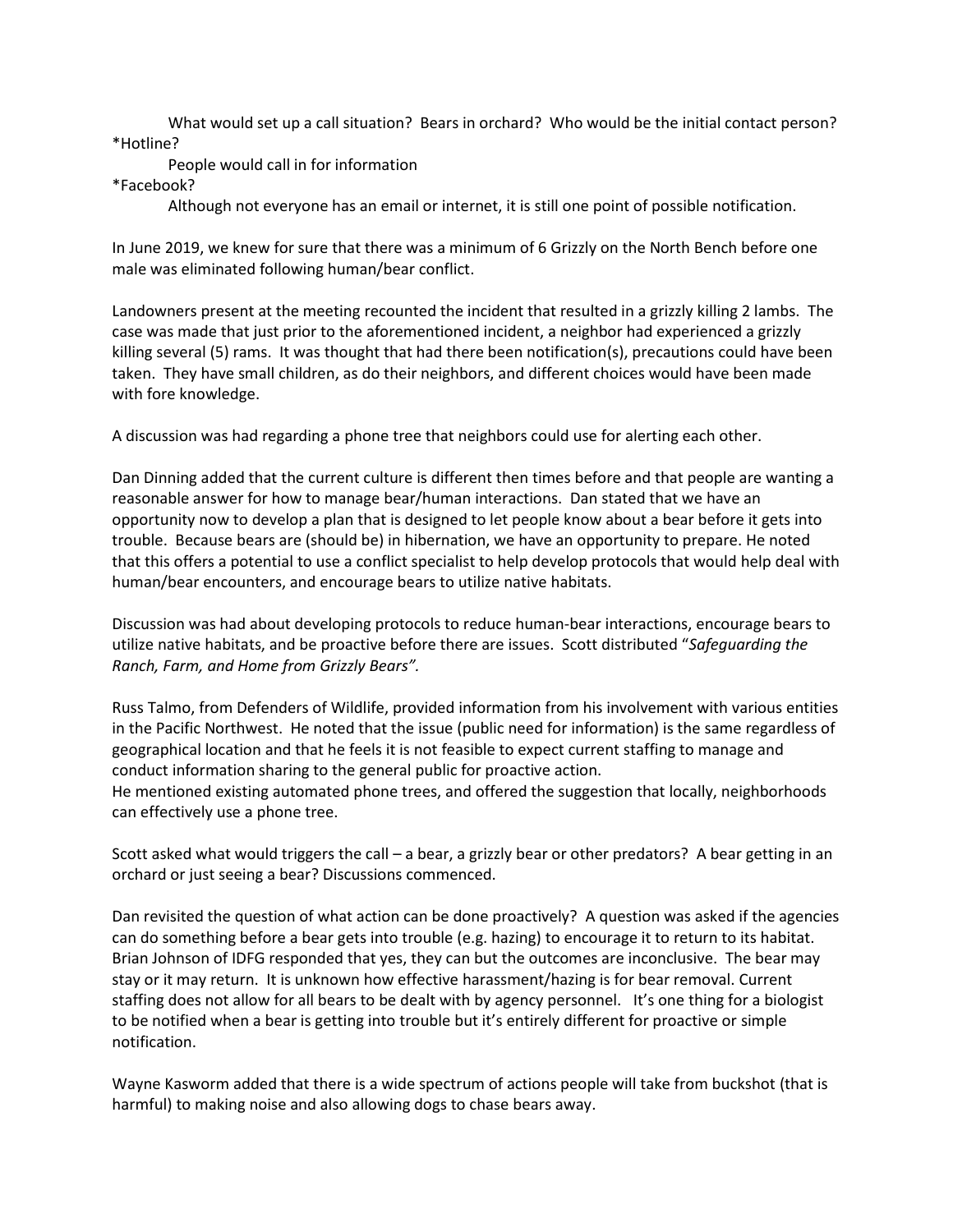What would set up a call situation? Bears in orchard? Who would be the initial contact person?

*Hotline?

People would call in for information

*Facebook?

Although not everyone has an email or internet, it is still one point of possible notification.

In June 2019, we knew for sure that there was a minimum of 6 Grizzly on the North Bench before one male was eliminated following human/bear conflict.

Landowners present at the meeting recounted the incident that resulted in a grizzly killing 2 lambs. The case was made that just prior to the aforementioned incident, a neighbor had experienced a grizzly killing several (5) rams. It was thought that had there been notification(s), precautions could have been taken. They have small children, as do their neighbors, and different choices would have been made with fore knowledge.

A discussion was had regarding a phone tree that neighbors could use for alerting each other.

Dan Dinning added that the current culture is different then times before and that people are wanting a reasonable answer for how to manage bear/human interactions. Dan stated that we have an opportunity now to develop a plan that is designed to let people know about a bear before it gets into trouble. Because bears are (should be) in hibernation, we have an opportunity to prepare. He noted that this offers a potential to use a conflict specialist to help develop protocols that would help deal with human/bear encounters, and encourage bears to utilize native habitats.

Discussion was had about developing protocols to reduce human-bear interactions, encourage bears to utilize native habitats, and be proactive before there are issues. Scott distributed "*Safeguarding the Ranch, Farm, and Home from Grizzly Bears".*

Russ Talmo, from Defenders of Wildlife, provided information from his involvement with various entities in the Pacific Northwest. He noted that the issue (public need for information) is the same regardless of geographical location and that he feels it is not feasible to expect current staffing to manage and conduct information sharing to the general public for proactive action.
He mentioned existing automated phone trees, and offered the suggestion that locally, neighborhoods can effectively use a phone tree.

Scott asked what would triggers the call – a bear, a grizzly bear or other predators? A bear getting in an orchard or just seeing a bear? Discussions commenced.

Dan revisited the question of what action can be done proactively? A question was asked if the agencies can do something before a bear gets into trouble (e.g. hazing) to encourage it to return to its habitat. Brian Johnson of IDFG responded that yes, they can but the outcomes are inconclusive. The bear may stay or it may return. It is unknown how effective harassment/hazing is for bear removal. Current staffing does not allow for all bears to be dealt with by agency personnel. It's one thing for a biologist to be notified when a bear is getting into trouble but it's entirely different for proactive or simple notification.

Wayne Kasworm added that there is a wide spectrum of actions people will take from buckshot (that is harmful) to making noise and also allowing dogs to chase bears away.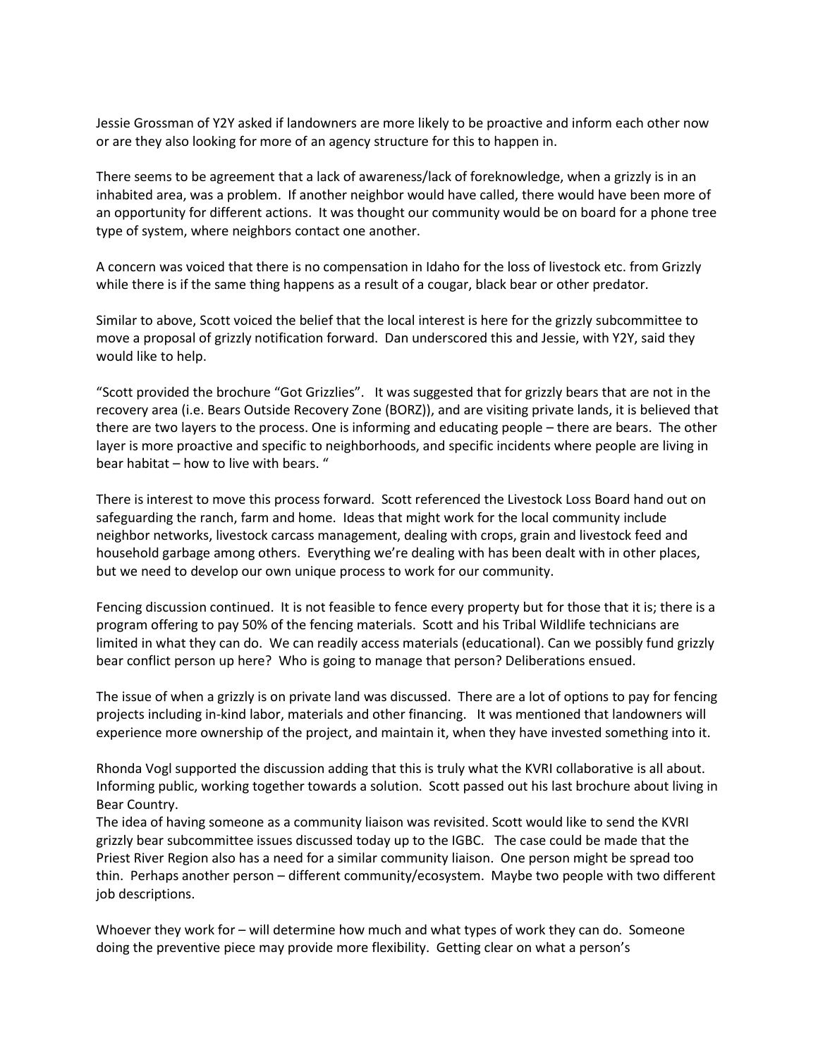Jessie Grossman of Y2Y asked if landowners are more likely to be proactive and inform each other now or are they also looking for more of an agency structure for this to happen in.

There seems to be agreement that a lack of awareness/lack of foreknowledge, when a grizzly is in an inhabited area, was a problem. If another neighbor would have called, there would have been more of an opportunity for different actions. It was thought our community would be on board for a phone tree type of system, where neighbors contact one another.

A concern was voiced that there is no compensation in Idaho for the loss of livestock etc. from Grizzly while there is if the same thing happens as a result of a cougar, black bear or other predator.

Similar to above, Scott voiced the belief that the local interest is here for the grizzly subcommittee to move a proposal of grizzly notification forward. Dan underscored this and Jessie, with Y2Y, said they would like to help.

"Scott provided the brochure "Got Grizzlies". It was suggested that for grizzly bears that are not in the recovery area (i.e. Bears Outside Recovery Zone (BORZ)), and are visiting private lands, it is believed that there are two layers to the process. One is informing and educating people – there are bears. The other layer is more proactive and specific to neighborhoods, and specific incidents where people are living in bear habitat – how to live with bears. "

There is interest to move this process forward. Scott referenced the Livestock Loss Board hand out on safeguarding the ranch, farm and home. Ideas that might work for the local community include neighbor networks, livestock carcass management, dealing with crops, grain and livestock feed and household garbage among others. Everything we're dealing with has been dealt with in other places, but we need to develop our own unique process to work for our community.

Fencing discussion continued. It is not feasible to fence every property but for those that it is; there is a program offering to pay 50% of the fencing materials. Scott and his Tribal Wildlife technicians are limited in what they can do. We can readily access materials (educational). Can we possibly fund grizzly bear conflict person up here? Who is going to manage that person? Deliberations ensued.

The issue of when a grizzly is on private land was discussed. There are a lot of options to pay for fencing projects including in-kind labor, materials and other financing. It was mentioned that landowners will experience more ownership of the project, and maintain it, when they have invested something into it.

Rhonda Vogl supported the discussion adding that this is truly what the KVRI collaborative is all about. Informing public, working together towards a solution. Scott passed out his last brochure about living in Bear Country.

The idea of having someone as a community liaison was revisited. Scott would like to send the KVRI grizzly bear subcommittee issues discussed today up to the IGBC. The case could be made that the Priest River Region also has a need for a similar community liaison. One person might be spread too thin. Perhaps another person – different community/ecosystem. Maybe two people with two different job descriptions.

Whoever they work for – will determine how much and what types of work they can do. Someone doing the preventive piece may provide more flexibility. Getting clear on what a person's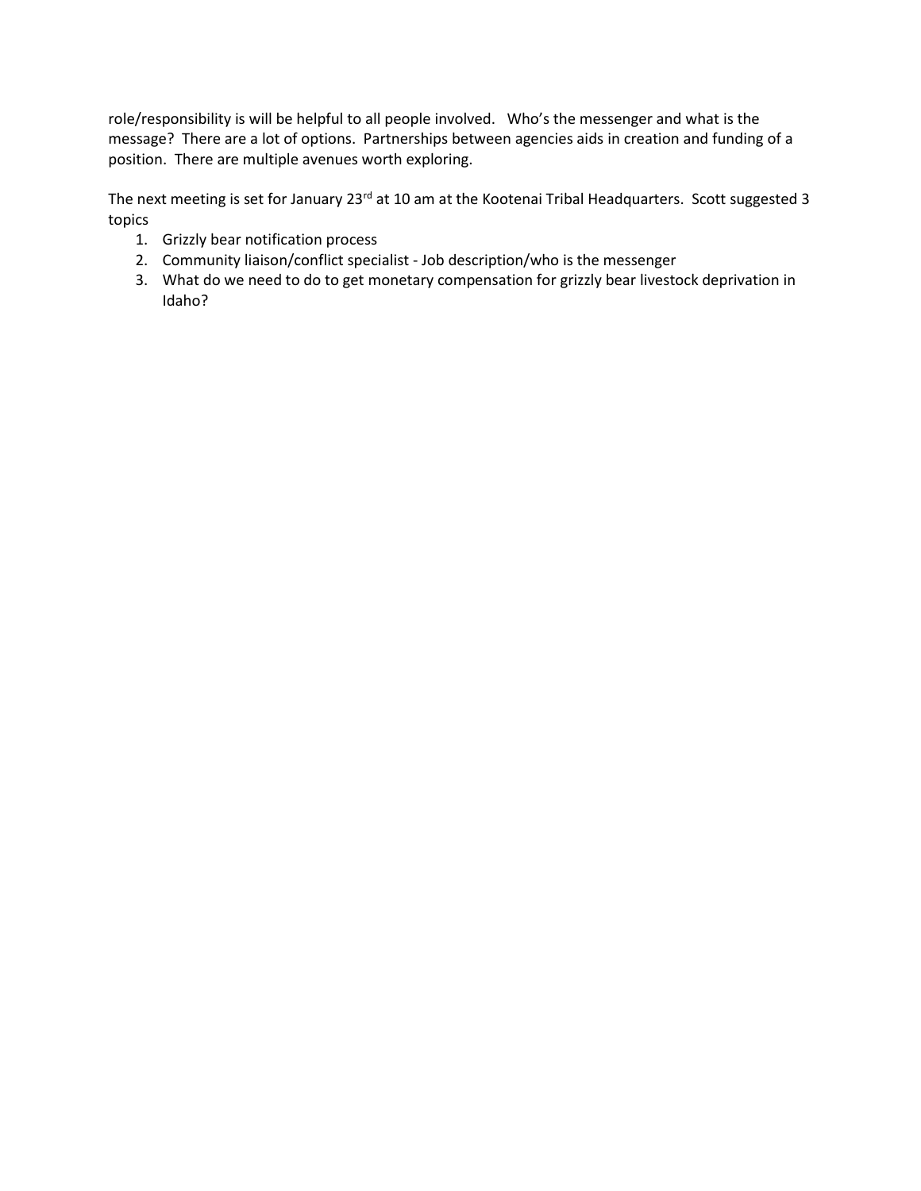role/responsibility is will be helpful to all people involved. Who's the messenger and what is the message? There are a lot of options. Partnerships between agencies aids in creation and funding of a position. There are multiple avenues worth exploring.

The next meeting is set for January 23rd at 10 am at the Kootenai Tribal Headquarters. Scott suggested 3 topics

1. Grizzly bear notification process
2. Community liaison/conflict specialist - Job description/who is the messenger
3. What do we need to do to get monetary compensation for grizzly bear livestock deprivation in Idaho?